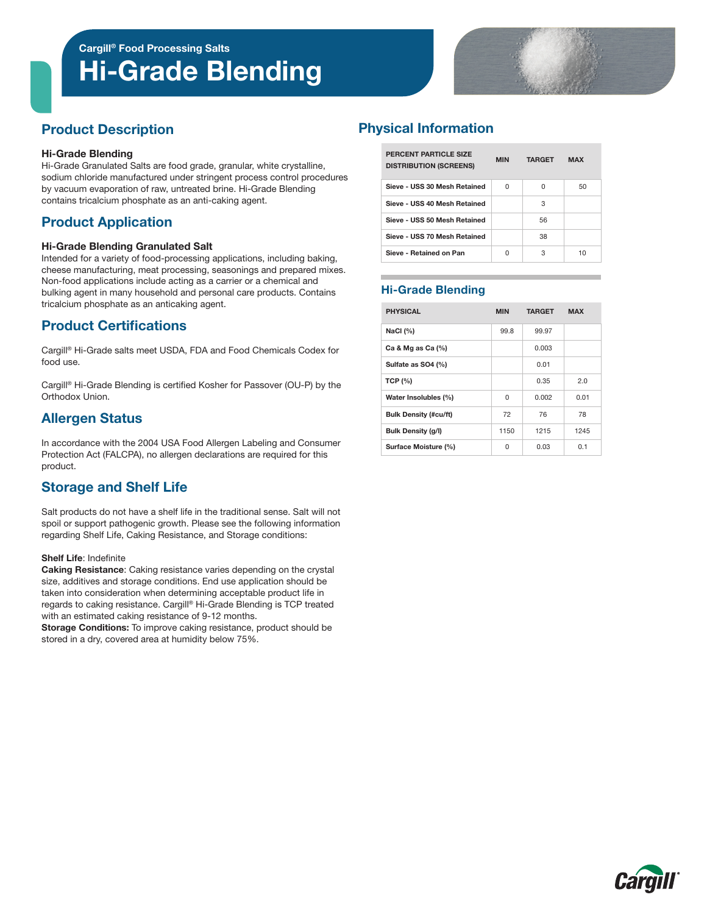Cargill® Food Processing Salts

# Hi-Grade Blending

## Product Description

### Hi-Grade Blending

Hi-Grade Granulated Salts are food grade, granular, white crystalline, sodium chloride manufactured under stringent process control procedures by vacuum evaporation of raw, untreated brine. Hi-Grade Blending contains tricalcium phosphate as an anti-caking agent.

## Product Application

### Hi-Grade Blending Granulated Salt

Intended for a variety of food-processing applications, including baking, cheese manufacturing, meat processing, seasonings and prepared mixes. Non-food applications include acting as a carrier or a chemical and bulking agent in many household and personal care products. Contains tricalcium phosphate as an anticaking agent.

## Product Certifications

Cargill® Hi-Grade salts meet USDA, FDA and Food Chemicals Codex for food use.

Cargill® Hi-Grade Blending is certified Kosher for Passover (OU-P) by the Orthodox Union.

## Allergen Status

In accordance with the 2004 USA Food Allergen Labeling and Consumer Protection Act (FALCPA), no allergen declarations are required for this product.

## Storage and Shelf Life

Salt products do not have a shelf life in the traditional sense. Salt will not spoil or support pathogenic growth. Please see the following information regarding Shelf Life, Caking Resistance, and Storage conditions:

**Shelf Life**: Indefinite
**Caking Resistance**: Caking resistance varies depending on the crystal size, additives and storage conditions. End use application should be taken into consideration when determining acceptable product life in regards to caking resistance. Cargill® Hi-Grade Blending is TCP treated with an estimated caking resistance of 9-12 months.
**Storage Conditions:** To improve caking resistance, product should be stored in a dry, covered area at humidity below 75%.

## Physical Information

| PERCENT PARTICLE SIZE DISTRIBUTION (SCREENS) | MIN | TARGET | MAX |
|---|---|---|---|
| Sieve - USS 30 Mesh Retained | 0 | 0 | 50 |
| Sieve - USS 40 Mesh Retained | | 3 | |
| Sieve - USS 50 Mesh Retained | | 56 | |
| Sieve - USS 70 Mesh Retained | | 38 | |
| Sieve - Retained on Pan | 0 | 3 | 10 |

### Hi-Grade Blending

| PHYSICAL | MIN | TARGET | MAX |
|---|---|---|---|
| NaCl (%) | 99.8 | 99.97 | |
| Ca & Mg as Ca (%) | | 0.003 | |
| Sulfate as SO4 (%) | | 0.01 | |
| TCP (%) | | 0.35 | 2.0 |
| Water Insolubles (%) | 0 | 0.002 | 0.01 |
| Bulk Density (#cu/ft) | 72 | 76 | 78 |
| Bulk Density (g/l) | 1150 | 1215 | 1245 |
| Surface Moisture (%) | 0 | 0.03 | 0.1 |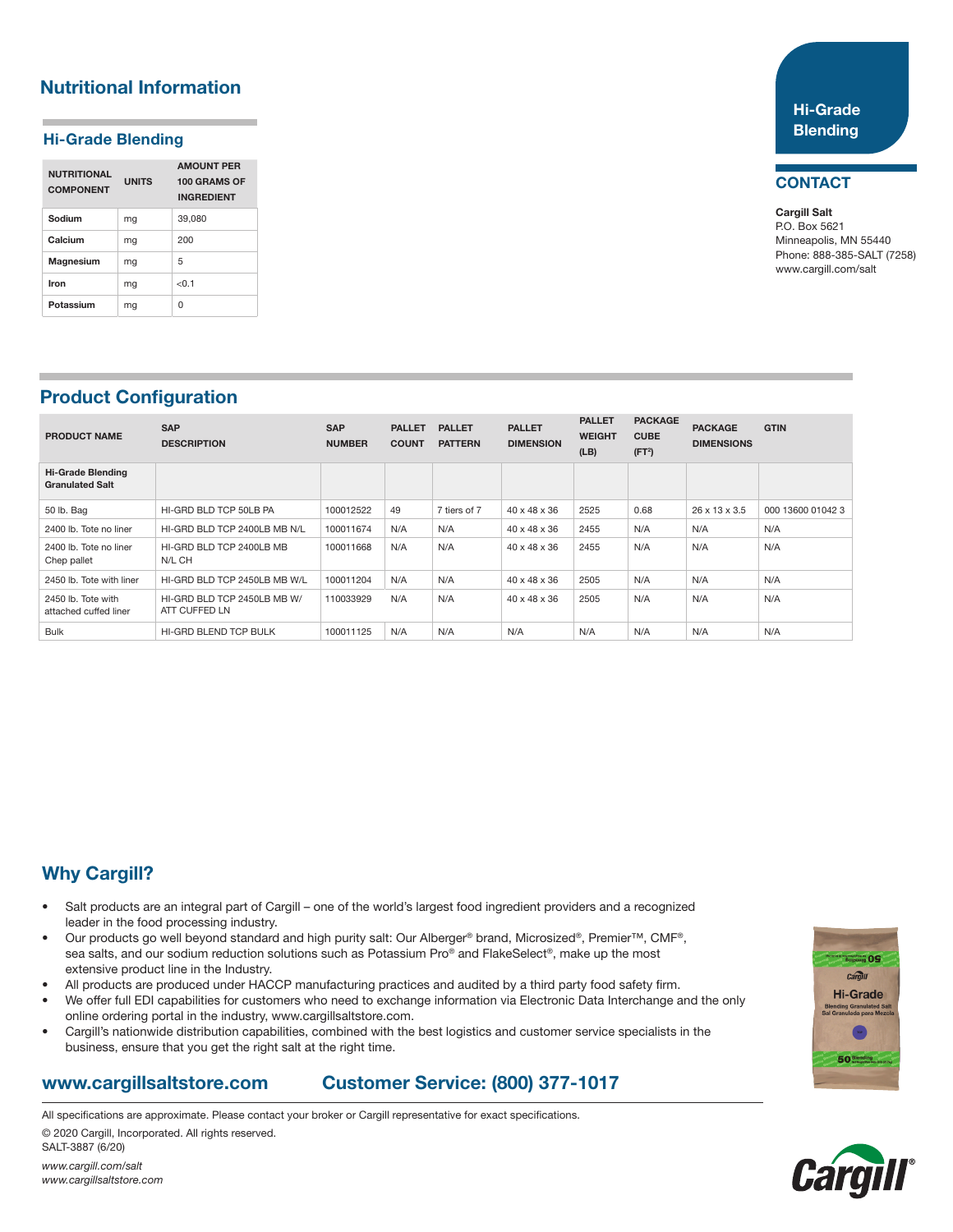## Nutritional Information

### Hi-Grade Blending

| NUTRITIONAL COMPONENT | UNITS | AMOUNT PER 100 GRAMS OF INGREDIENT |
|---|---|---|
| **Sodium** | mg | 39,080 |
| **Calcium** | mg | 200 |
| **Magnesium** | mg | 5 |
| **Iron** | mg | <0.1 |
| **Potassium** | mg | 0 |

**Hi-Grade Blending**

### CONTACT

**Cargill Salt**
P.O. Box 5621
Minneapolis, MN 55440
Phone: 888-385-SALT (7258)
www.cargill.com/salt

## Product Configuration

| PRODUCT NAME | SAP DESCRIPTION | SAP NUMBER | PALLET COUNT | PALLET PATTERN | PALLET DIMENSION | PALLET WEIGHT (LB) | PACKAGE CUBE (FT³) | PACKAGE DIMENSIONS | GTIN |
|---|---|---|---|---|---|---|---|---|---|
| **Hi-Grade Blending Granulated Salt** | | | | | | | | | |
| 50 lb. Bag | HI-GRD BLD TCP 50LB PA | 100012522 | 49 | 7 tiers of 7 | 40 x 48 x 36 | 2525 | 0.68 | 26 x 13 x 3.5 | 000 13600 01042 3 |
| 2400 lb. Tote no liner | HI-GRD BLD TCP 2400LB MB N/L | 100011674 | N/A | N/A | 40 x 48 x 36 | 2455 | N/A | N/A | N/A |
| 2400 lb. Tote no liner Chep pallet | HI-GRD BLD TCP 2400LB MB N/L CH | 100011668 | N/A | N/A | 40 x 48 x 36 | 2455 | N/A | N/A | N/A |
| 2450 lb. Tote with liner | HI-GRD BLD TCP 2450LB MB W/L | 100011204 | N/A | N/A | 40 x 48 x 36 | 2505 | N/A | N/A | N/A |
| 2450 lb. Tote with attached cuffed liner | HI-GRD BLD TCP 2450LB MB W/ ATT CUFFED LN | 110033929 | N/A | N/A | 40 x 48 x 36 | 2505 | N/A | N/A | N/A |
| Bulk | HI-GRD BLEND TCP BULK | 100011125 | N/A | N/A | N/A | N/A | N/A | N/A | N/A |

## Why Cargill?

- Salt products are an integral part of Cargill – one of the world's largest food ingredient providers and a recognized leader in the food processing industry.
- Our products go well beyond standard and high purity salt: Our Alberger® brand, Microsized®, Premier™, CMF®, sea salts, and our sodium reduction solutions such as Potassium Pro® and FlakeSelect®, make up the most extensive product line in the Industry.
- All products are produced under HACCP manufacturing practices and audited by a third party food safety firm.
- We offer full EDI capabilities for customers who need to exchange information via Electronic Data Interchange and the only online ordering portal in the industry, www.cargillsaltstore.com.
- Cargill's nationwide distribution capabilities, combined with the best logistics and customer service specialists in the business, ensure that you get the right salt at the right time.

**www.cargillsaltstore.com** **Customer Service: (800) 377-1017**

All specifications are approximate. Please contact your broker or Cargill representative for exact specifications.

© 2020 Cargill, Incorporated. All rights reserved.
SALT-3887 (6/20)

*www.cargill.com/salt*
*www.cargillsaltstore.com*